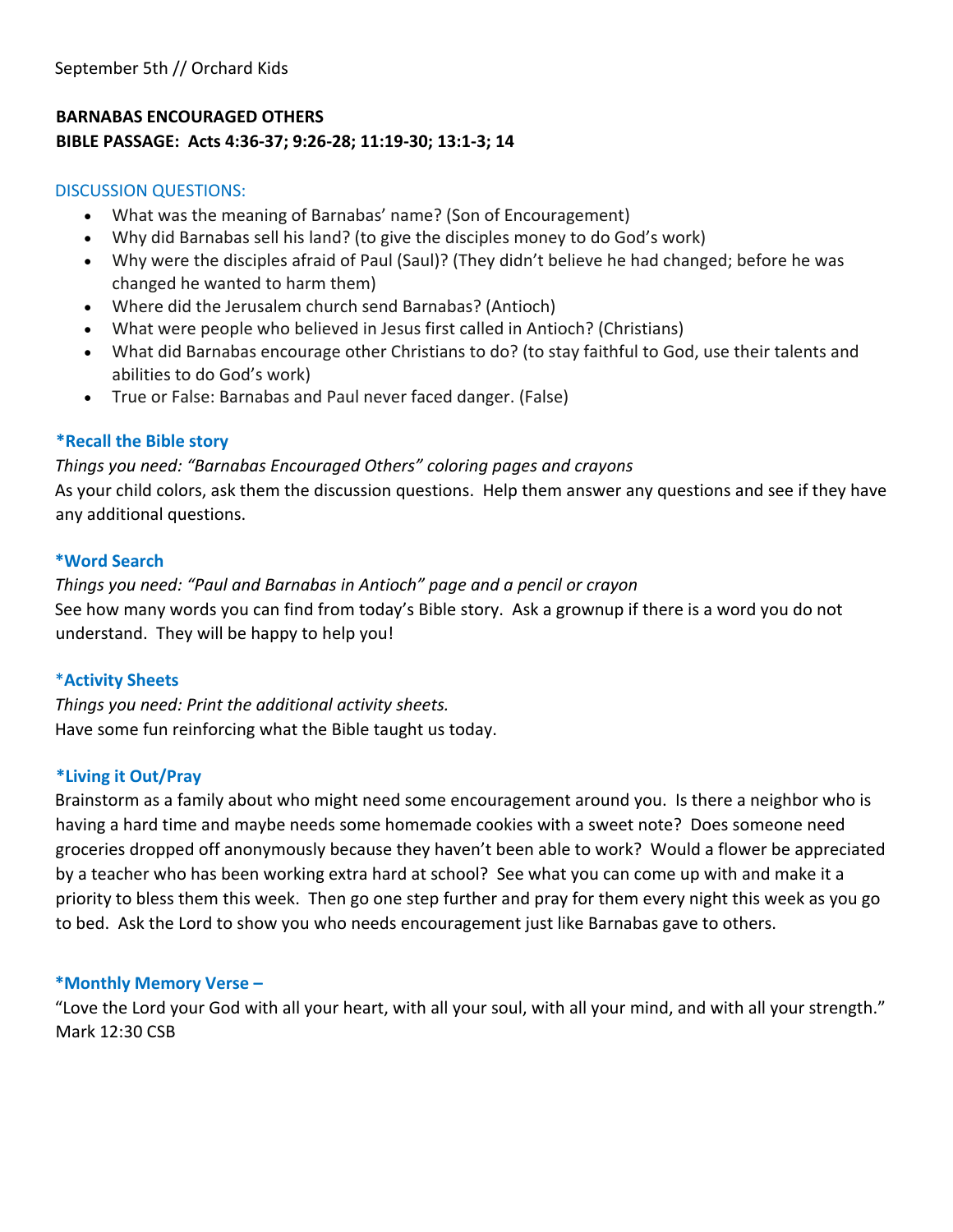September 5th // Orchard Kids

**BARNABAS ENCOURAGED OTHERS**
**BIBLE PASSAGE: Acts 4:36-37; 9:26-28; 11:19-30; 13:1-3; 14**

DISCUSSION QUESTIONS:

- What was the meaning of Barnabas' name? (Son of Encouragement)
- Why did Barnabas sell his land? (to give the disciples money to do God's work)
- Why were the disciples afraid of Paul (Saul)? (They didn't believe he had changed; before he was changed he wanted to harm them)
- Where did the Jerusalem church send Barnabas? (Antioch)
- What were people who believed in Jesus first called in Antioch? (Christians)
- What did Barnabas encourage other Christians to do? (to stay faithful to God, use their talents and abilities to do God's work)
- True or False: Barnabas and Paul never faced danger. (False)

**\*Recall the Bible story**

*Things you need: "Barnabas Encouraged Others" coloring pages and crayons*
As your child colors, ask them the discussion questions. Help them answer any questions and see if they have any additional questions.

**\*Word Search**

*Things you need: "Paul and Barnabas in Antioch" page and a pencil or crayon*
See how many words you can find from today's Bible story. Ask a grownup if there is a word you do not understand. They will be happy to help you!

**\*Activity Sheets**

*Things you need: Print the additional activity sheets.*
Have some fun reinforcing what the Bible taught us today.

**\*Living it Out/Pray**

Brainstorm as a family about who might need some encouragement around you. Is there a neighbor who is having a hard time and maybe needs some homemade cookies with a sweet note? Does someone need groceries dropped off anonymously because they haven't been able to work? Would a flower be appreciated by a teacher who has been working extra hard at school? See what you can come up with and make it a priority to bless them this week. Then go one step further and pray for them every night this week as you go to bed. Ask the Lord to show you who needs encouragement just like Barnabas gave to others.

**\*Monthly Memory Verse –**

"Love the Lord your God with all your heart, with all your soul, with all your mind, and with all your strength." Mark 12:30 CSB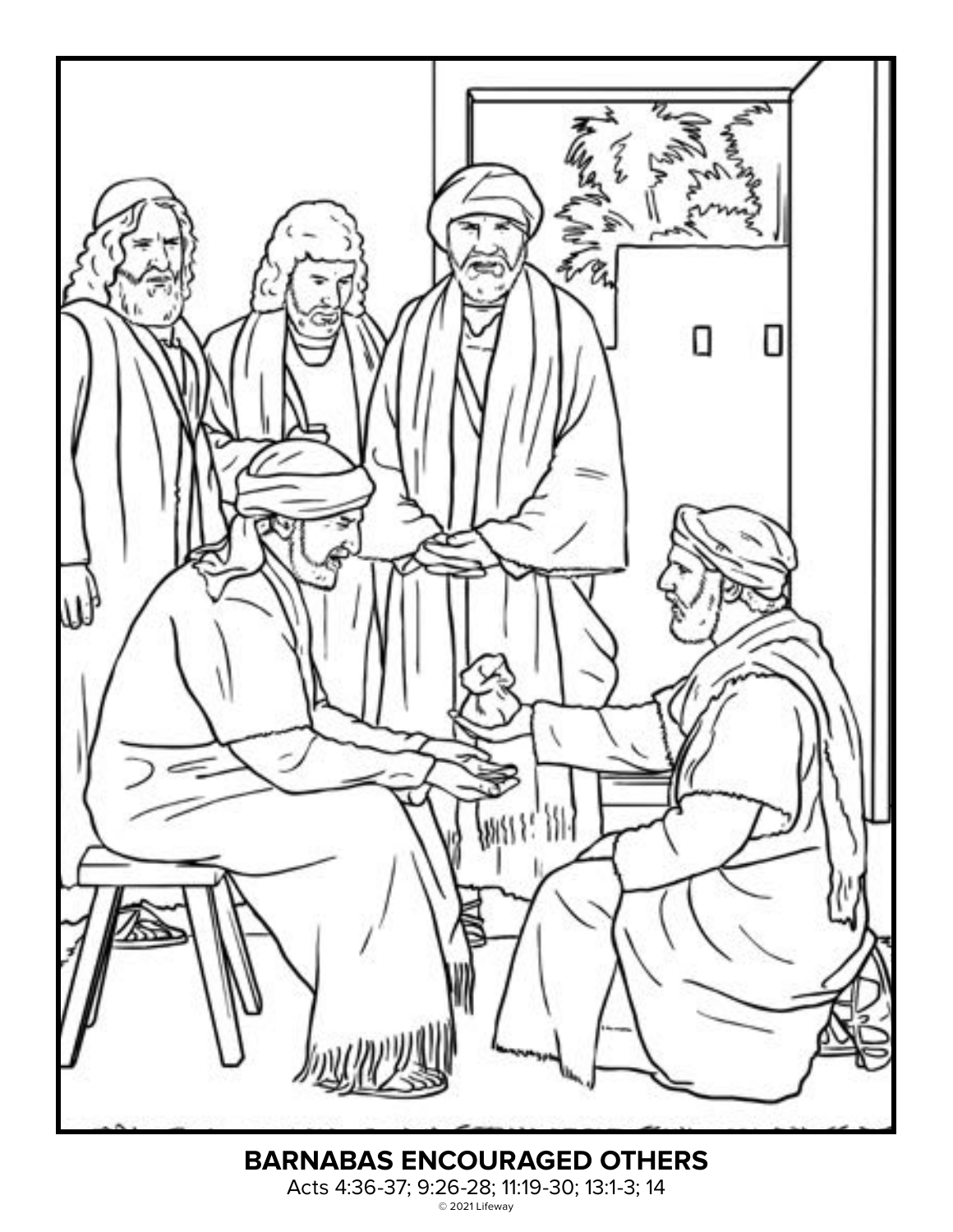**BARNABAS ENCOURAGED OTHERS**

Acts 4:36-37; 9:26-28; 11:19-30; 13:1-3; 14

© 2021 Lifeway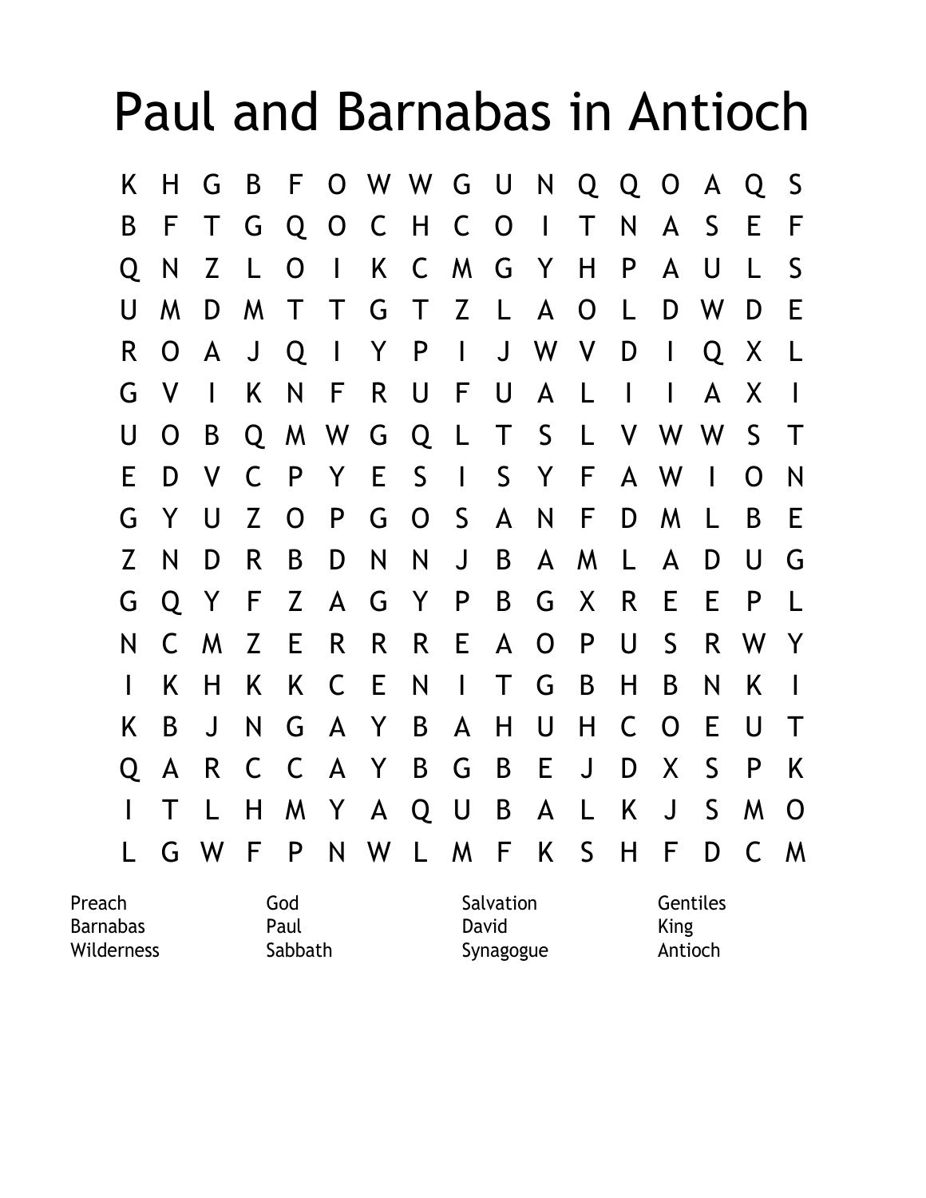# Paul and Barnabas in Antioch

```
K H G B F O W W G U N Q Q O A Q S
B F T G Q O C H C O I T N A S E F
Q N Z L O I K C M G Y H P A U L S
U M D M T T G T Z L A O L D W D E
R O A J Q I Y P I J W V D I Q X L
G V I K N F R U F U A L I I A X I
U O B Q M W G Q L T S L V W W S T
E D V C P Y E S I S Y F A W I O N
G Y U Z O P G O S A N F D M L B E
Z N D R B D N N J B A M L A D U G
G Q Y F Z A G Y P B G X R E E P L
N C M Z E R R R E A O P U S R W Y
I K H K K C E N I T G B H B N K I
K B J N G A Y B A H U H C O E U T
Q A R C C A Y B G B E J D X S P K
I T L H M Y A Q U B A L K J S M O
L G W F P N W L M F K S H F D C M
```

| | | | |
|---|---|---|---|
| Preach | God | Salvation | Gentiles |
| Barnabas | Paul | David | King |
| Wilderness | Sabbath | Synagogue | Antioch |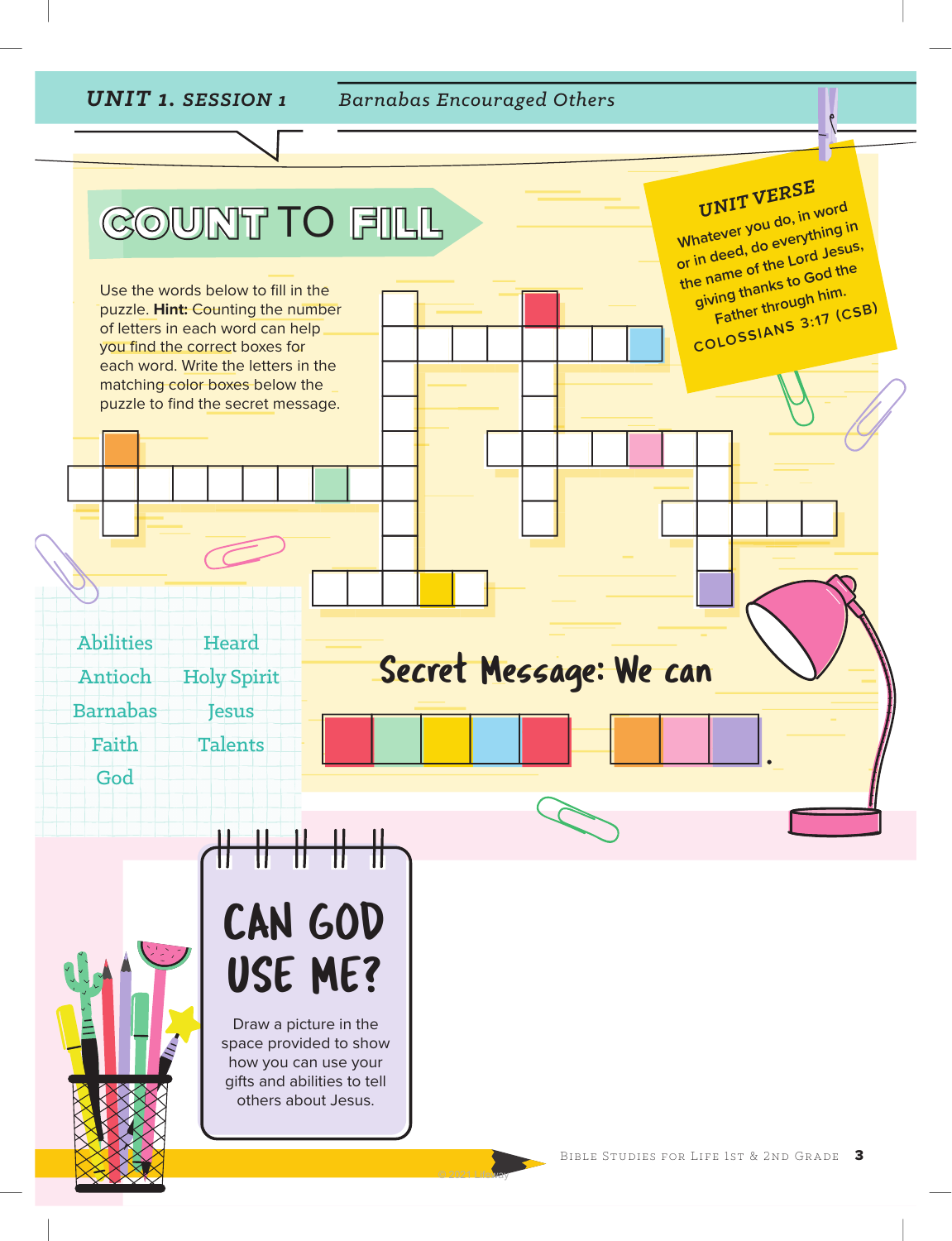**UNIT 1. SESSION 1** *Barnabas Encouraged Others*

# COUNT TO FILL

Use the words below to fill in the puzzle. **Hint:** Counting the number of letters in each word can help you find the correct boxes for each word. Write the letters in the matching color boxes below the puzzle to find the secret message.

**UNIT VERSE**

Whatever you do, in word or in deed, do everything in the name of the Lord Jesus, giving thanks to God the Father through him.

COLOSSIANS 3:17 (CSB)

- Abilities
- Antioch
- Barnabas
- Faith
- God
- Heard
- Holy Spirit
- Jesus
- Talents

**Secret Message: We can** _ _ _ _ _ _ _ _ .

# CAN GOD USE ME?

Draw a picture in the space provided to show how you can use your gifts and abilities to tell others about Jesus.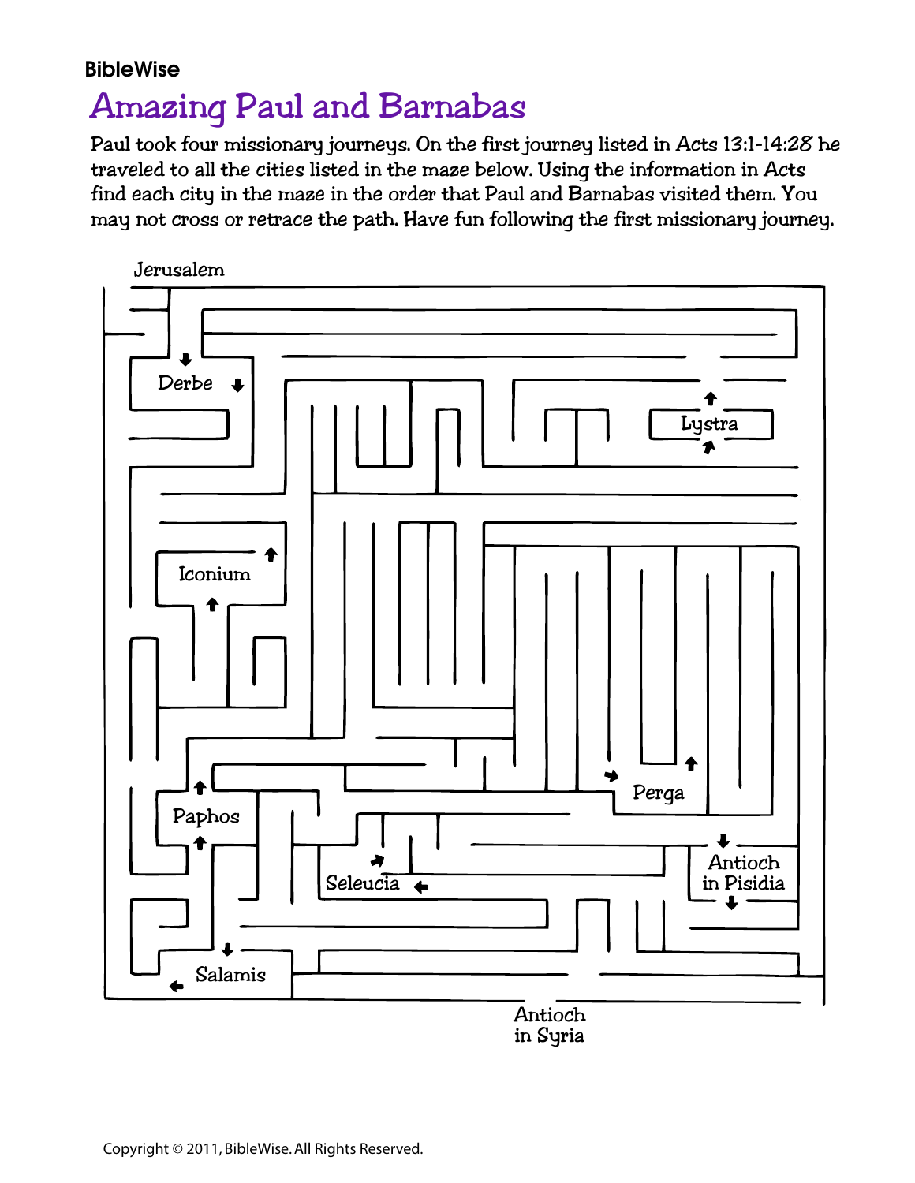BibleWise

# Amazing Paul and Barnabas

Paul took four missionary journeys. On the first journey listed in Acts 13:1-14:28 he traveled to all the cities listed in the maze below. Using the information in Acts find each city in the maze in the order that Paul and Barnabas visited them. You may not cross or retrace the path. Have fun following the first missionary journey.

Jerusalem

Derbe

Lystra

Iconium

Perga

Paphos

Antioch in Pisidia

Seleucia

Salamis

Antioch in Syria

Copyright © 2011, BibleWise. All Rights Reserved.